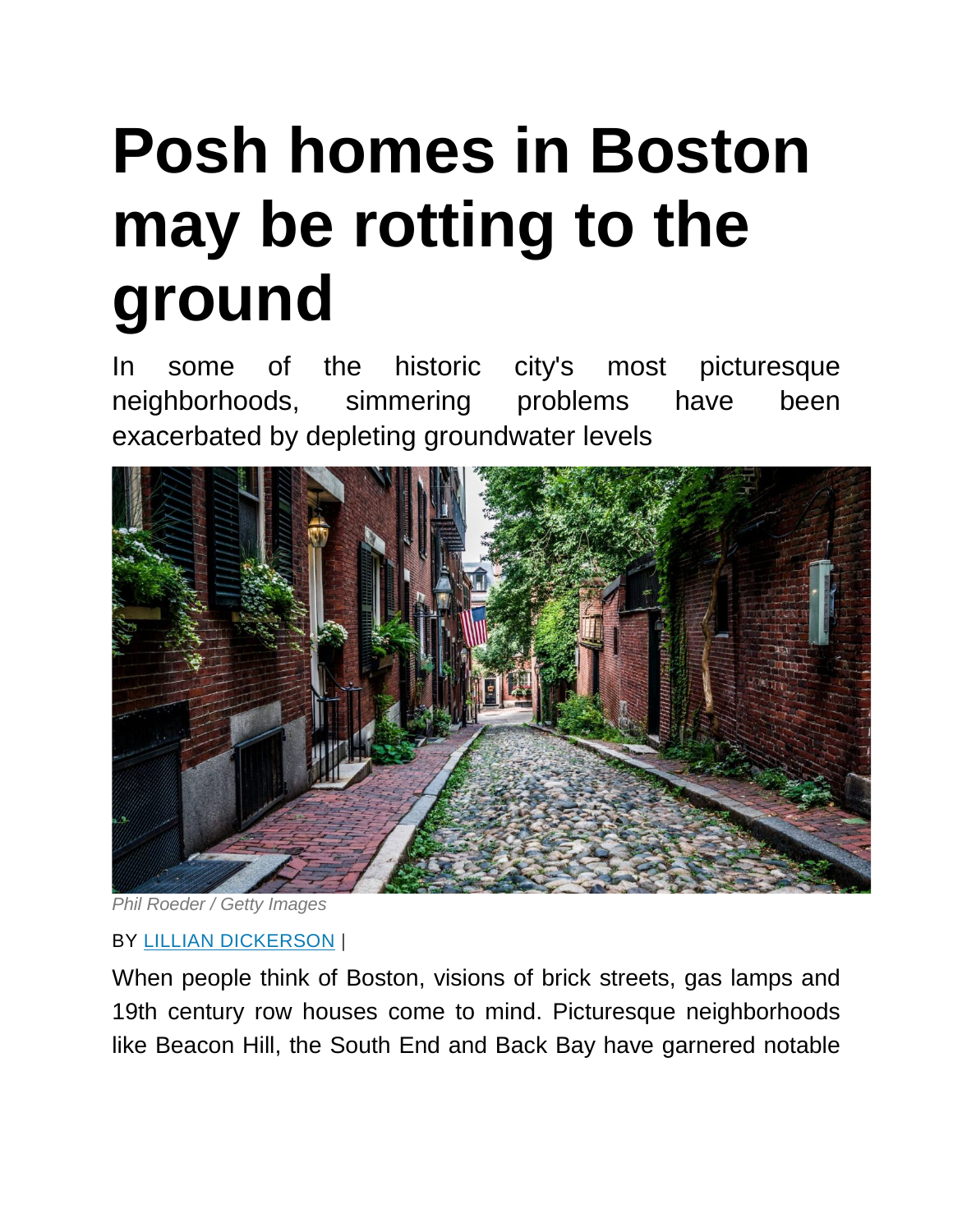# Posh homes in Boston may be rotting to the ground

In some of the historic city's most picturesque neighborhoods, simmering problems have been exacerbated by depleting groundwater levels

*Phil Roeder / Getty Images*

BY [LILLIAN DICKERSON](#) |

When people think of Boston, visions of brick streets, gas lamps and 19th century row houses come to mind. Picturesque neighborhoods like Beacon Hill, the South End and Back Bay have garnered notable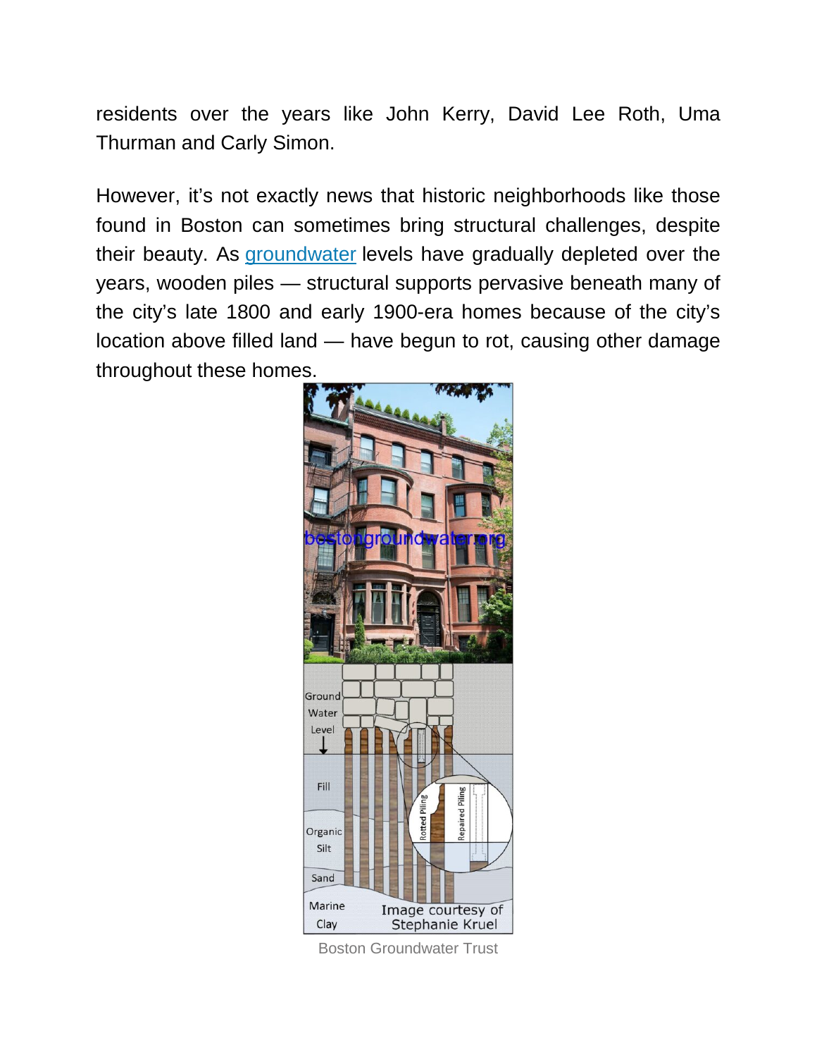residents over the years like John Kerry, David Lee Roth, Uma Thurman and Carly Simon.

However, it's not exactly news that historic neighborhoods like those found in Boston can sometimes bring structural challenges, despite their beauty. As [groundwater](groundwater) levels have gradually depleted over the years, wooden piles — structural supports pervasive beneath many of the city's late 1800 and early 1900-era homes because of the city's location above filled land — have begun to rot, causing other damage throughout these homes.

Boston Groundwater Trust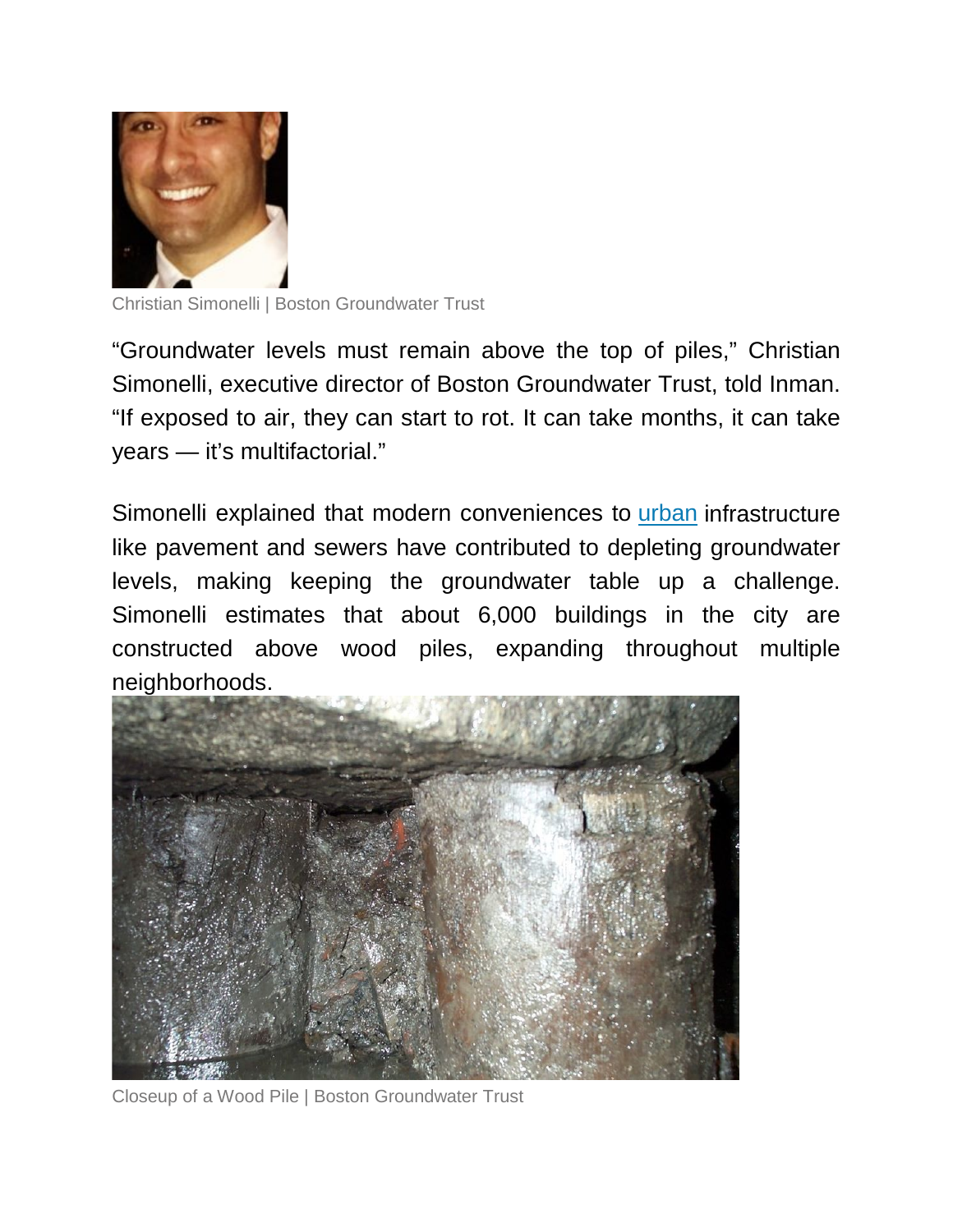Christian Simonelli | Boston Groundwater Trust

"Groundwater levels must remain above the top of piles," Christian Simonelli, executive director of Boston Groundwater Trust, told Inman. "If exposed to air, they can start to rot. It can take months, it can take years — it's multifactorial."

Simonelli explained that modern conveniences to [urban](urban) infrastructure like pavement and sewers have contributed to depleting groundwater levels, making keeping the groundwater table up a challenge. Simonelli estimates that about 6,000 buildings in the city are constructed above wood piles, expanding throughout multiple neighborhoods.

Closeup of a Wood Pile | Boston Groundwater Trust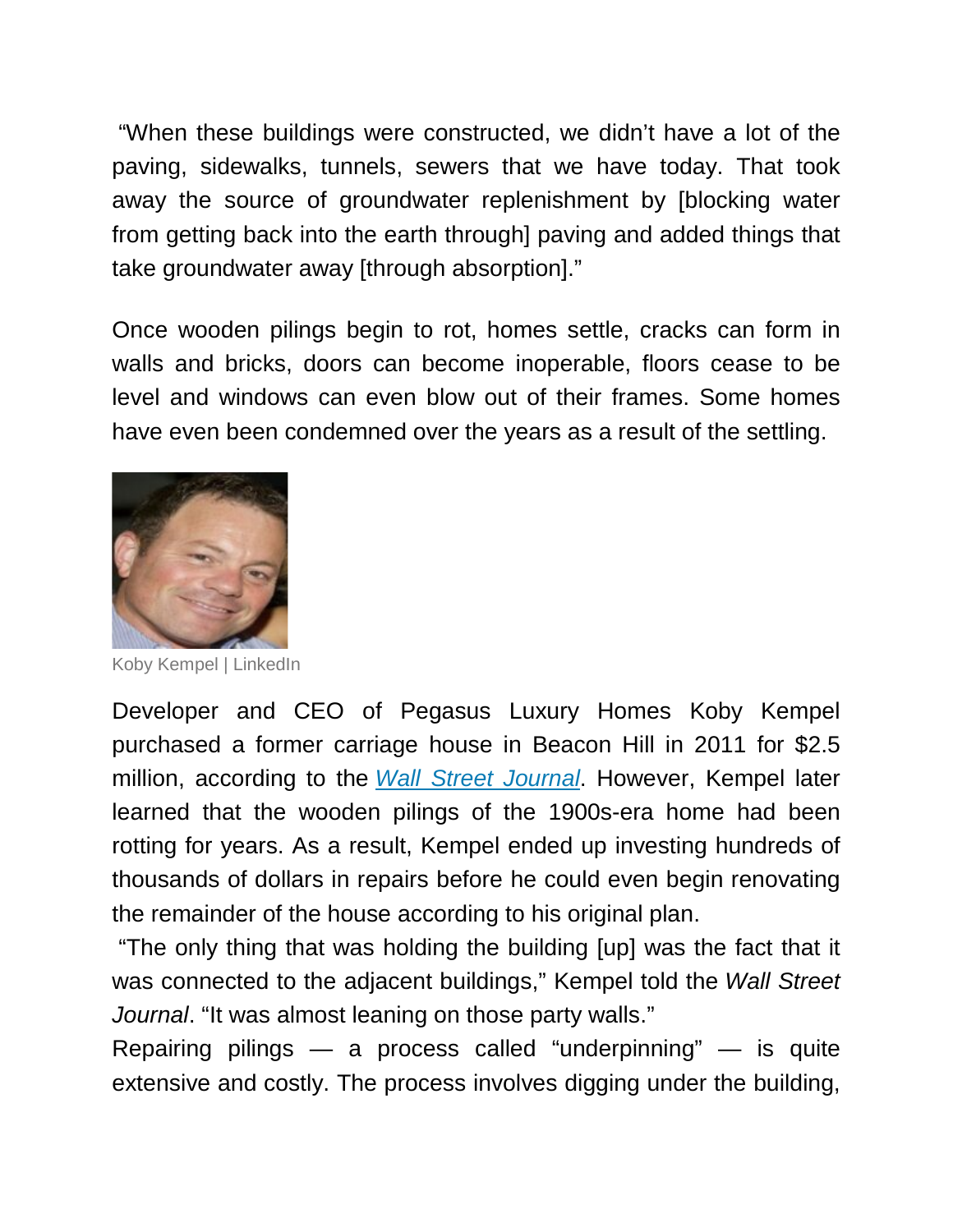"When these buildings were constructed, we didn't have a lot of the paving, sidewalks, tunnels, sewers that we have today. That took away the source of groundwater replenishment by [blocking water from getting back into the earth through] paving and added things that take groundwater away [through absorption]."

Once wooden pilings begin to rot, homes settle, cracks can form in walls and bricks, doors can become inoperable, floors cease to be level and windows can even blow out of their frames. Some homes have even been condemned over the years as a result of the settling.

Koby Kempel | LinkedIn

Developer and CEO of Pegasus Luxury Homes Koby Kempel purchased a former carriage house in Beacon Hill in 2011 for $2.5 million, according to the *Wall Street Journal*. However, Kempel later learned that the wooden pilings of the 1900s-era home had been rotting for years. As a result, Kempel ended up investing hundreds of thousands of dollars in repairs before he could even begin renovating the remainder of the house according to his original plan.

"The only thing that was holding the building [up] was the fact that it was connected to the adjacent buildings," Kempel told the *Wall Street Journal*. "It was almost leaning on those party walls."

Repairing pilings — a process called "underpinning" — is quite extensive and costly. The process involves digging under the building,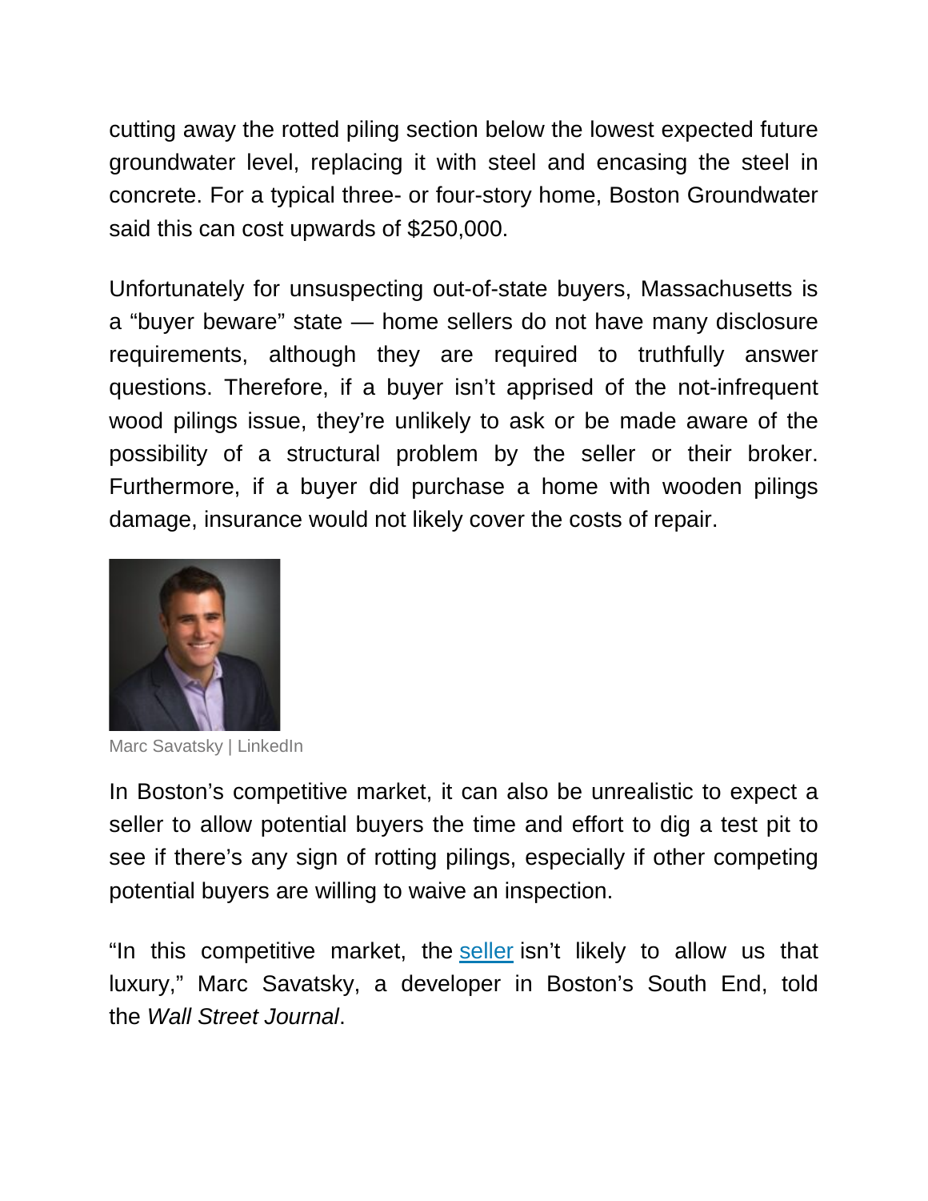cutting away the rotted piling section below the lowest expected future groundwater level, replacing it with steel and encasing the steel in concrete. For a typical three- or four-story home, Boston Groundwater said this can cost upwards of $250,000.

Unfortunately for unsuspecting out-of-state buyers, Massachusetts is a "buyer beware" state — home sellers do not have many disclosure requirements, although they are required to truthfully answer questions. Therefore, if a buyer isn't apprised of the not-infrequent wood pilings issue, they're unlikely to ask or be made aware of the possibility of a structural problem by the seller or their broker. Furthermore, if a buyer did purchase a home with wooden pilings damage, insurance would not likely cover the costs of repair.

Marc Savatsky | LinkedIn

In Boston's competitive market, it can also be unrealistic to expect a seller to allow potential buyers the time and effort to dig a test pit to see if there's any sign of rotting pilings, especially if other competing potential buyers are willing to waive an inspection.

"In this competitive market, the seller isn't likely to allow us that luxury," Marc Savatsky, a developer in Boston's South End, told the *Wall Street Journal*.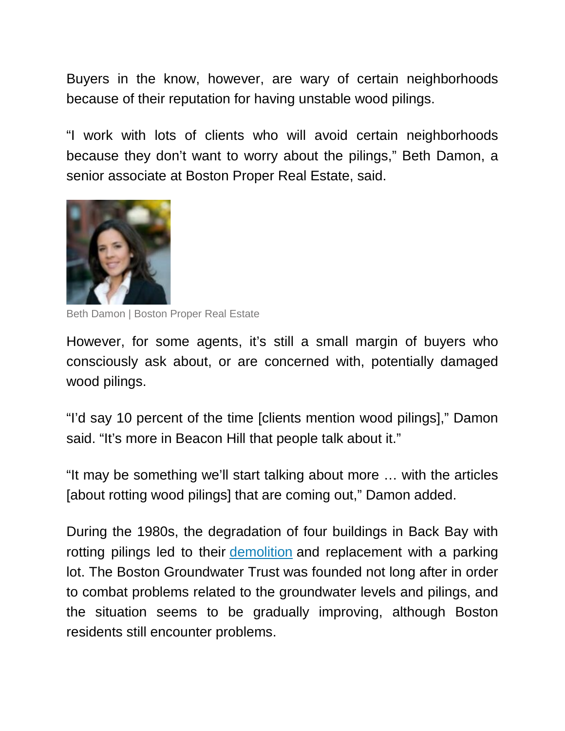Buyers in the know, however, are wary of certain neighborhoods because of their reputation for having unstable wood pilings.

“I work with lots of clients who will avoid certain neighborhoods because they don’t want to worry about the pilings,” Beth Damon, a senior associate at Boston Proper Real Estate, said.

Beth Damon | Boston Proper Real Estate

However, for some agents, it’s still a small margin of buyers who consciously ask about, or are concerned with, potentially damaged wood pilings.

“I’d say 10 percent of the time [clients mention wood pilings],” Damon said. “It’s more in Beacon Hill that people talk about it.”

“It may be something we’ll start talking about more … with the articles [about rotting wood pilings] that are coming out,” Damon added.

During the 1980s, the degradation of four buildings in Back Bay with rotting pilings led to their demolition and replacement with a parking lot. The Boston Groundwater Trust was founded not long after in order to combat problems related to the groundwater levels and pilings, and the situation seems to be gradually improving, although Boston residents still encounter problems.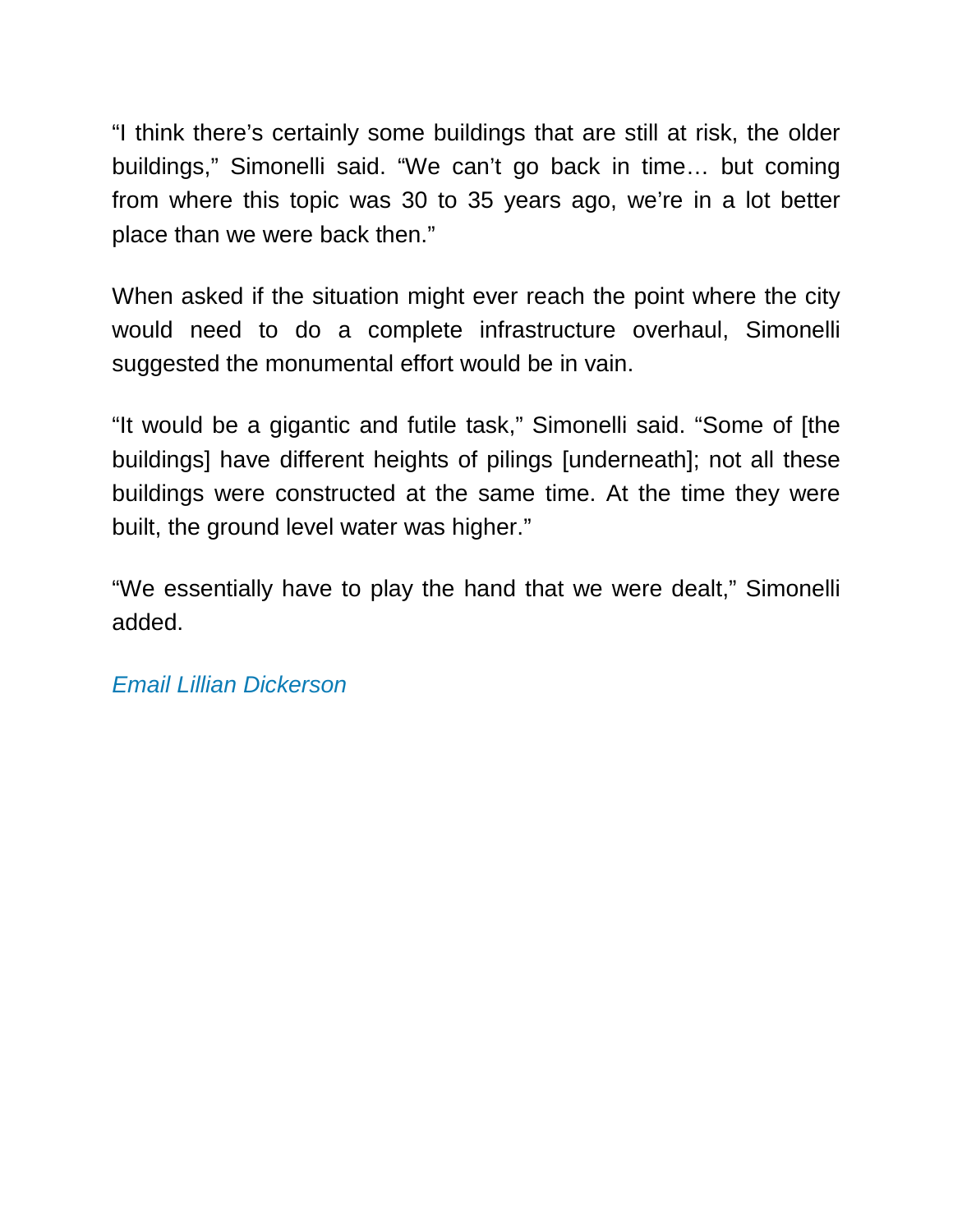“I think there’s certainly some buildings that are still at risk, the older buildings,” Simonelli said. “We can’t go back in time… but coming from where this topic was 30 to 35 years ago, we’re in a lot better place than we were back then.”

When asked if the situation might ever reach the point where the city would need to do a complete infrastructure overhaul, Simonelli suggested the monumental effort would be in vain.

“It would be a gigantic and futile task,” Simonelli said. “Some of [the buildings] have different heights of pilings [underneath]; not all these buildings were constructed at the same time. At the time they were built, the ground level water was higher.”

“We essentially have to play the hand that we were dealt,” Simonelli added.

*Email Lillian Dickerson*